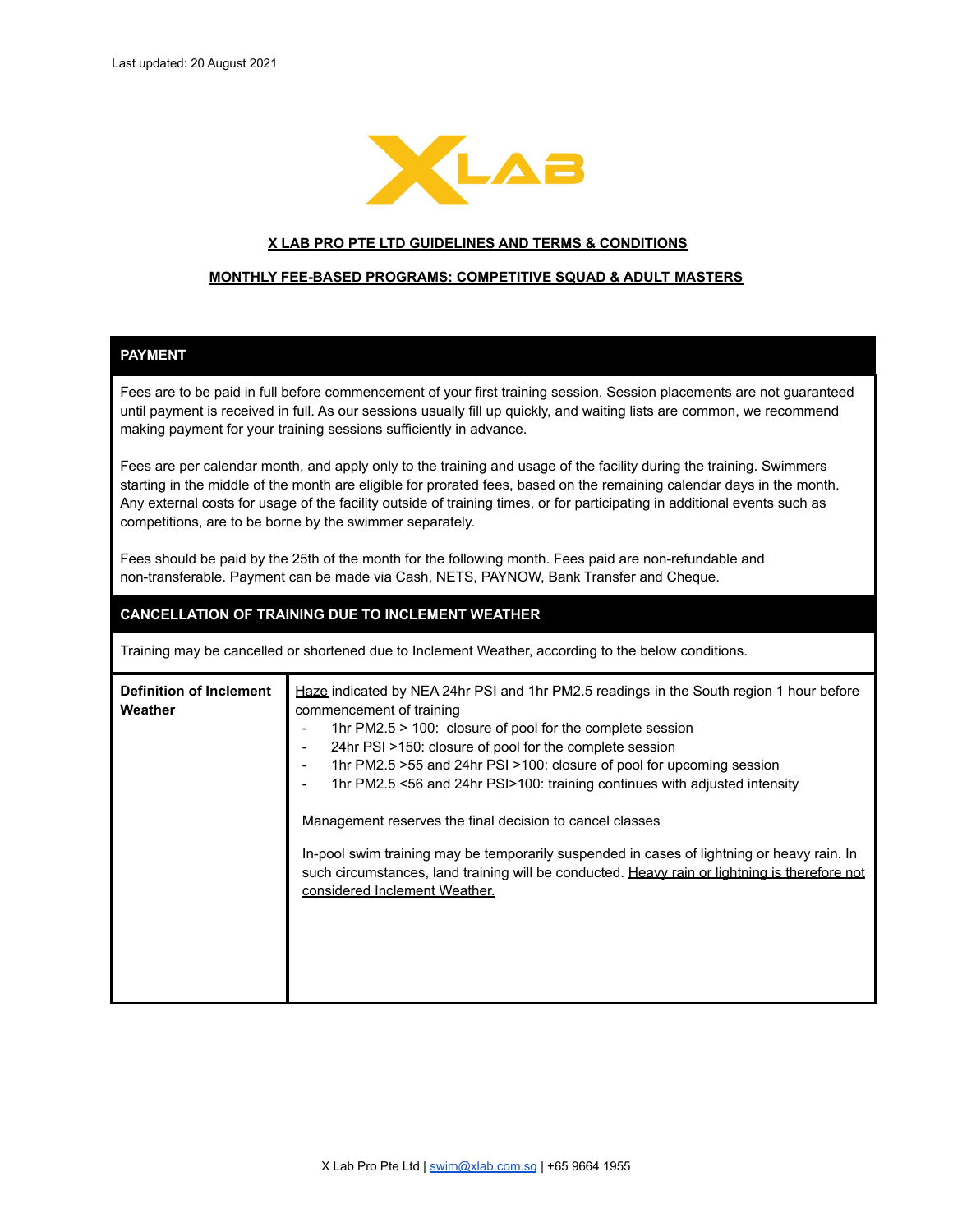Last updated: 20 August 2021

# X LAB PRO PTE LTD GUIDELINES AND TERMS & CONDITIONS

## MONTHLY FEE-BASED PROGRAMS: COMPETITIVE SQUAD & ADULT MASTERS

### PAYMENT

Fees are to be paid in full before commencement of your first training session. Session placements are not guaranteed until payment is received in full. As our sessions usually fill up quickly, and waiting lists are common, we recommend making payment for your training sessions sufficiently in advance.

Fees are per calendar month, and apply only to the training and usage of the facility during the training. Swimmers starting in the middle of the month are eligible for prorated fees, based on the remaining calendar days in the month. Any external costs for usage of the facility outside of training times, or for participating in additional events such as competitions, are to be borne by the swimmer separately.

Fees should be paid by the 25th of the month for the following month. Fees paid are non-refundable and non-transferable. Payment can be made via Cash, NETS, PAYNOW, Bank Transfer and Cheque.

### CANCELLATION OF TRAINING DUE TO INCLEMENT WEATHER

Training may be cancelled or shortened due to Inclement Weather, according to the below conditions.

| **Definition of Inclement Weather** | Haze indicated by NEA 24hr PSI and 1hr PM2.5 readings in the South region 1 hour before commencement of training<br>- 1hr PM2.5 > 100: closure of pool for the complete session<br>- 24hr PSI >150: closure of pool for the complete session<br>- 1hr PM2.5 >55 and 24hr PSI >100: closure of pool for upcoming session<br>- 1hr PM2.5 <56 and 24hr PSI>100: training continues with adjusted intensity<br><br>Management reserves the final decision to cancel classes<br><br>In-pool swim training may be temporarily suspended in cases of lightning or heavy rain. In such circumstances, land training will be conducted. Heavy rain or lightning is therefore not considered Inclement Weather. |
|---|---|

X Lab Pro Pte Ltd | swim@xlab.com.sg | +65 9664 1955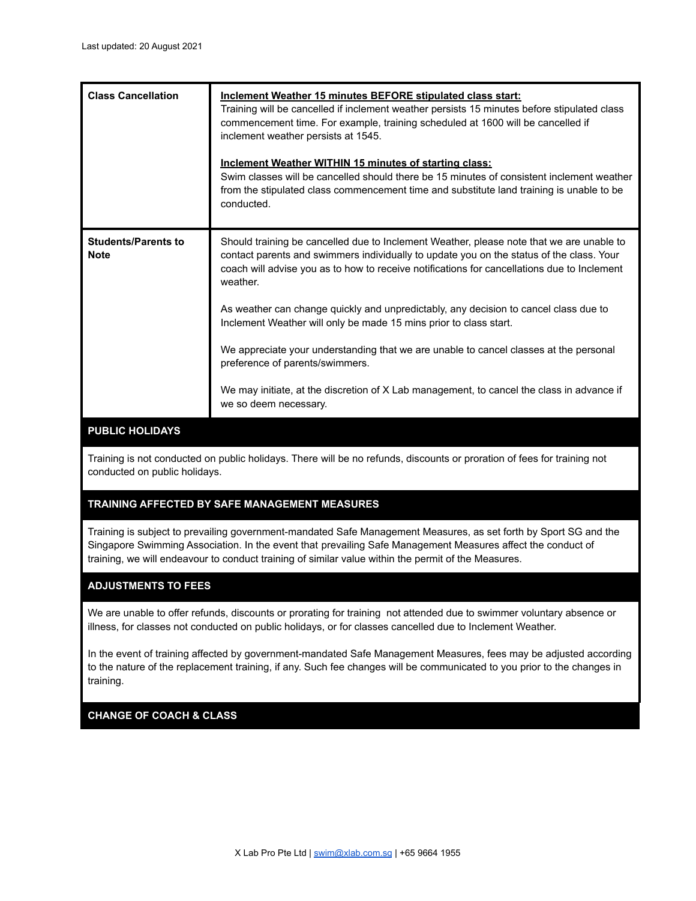Last updated: 20 August 2021

| | |
|---|---|
| **Class Cancellation** | **<u>Inclement Weather 15 minutes BEFORE stipulated class start:</u>**<br>Training will be cancelled if inclement weather persists 15 minutes before stipulated class commencement time. For example, training scheduled at 1600 will be cancelled if inclement weather persists at 1545.<br><br>**<u>Inclement Weather WITHIN 15 minutes of starting class:</u>**<br>Swim classes will be cancelled should there be 15 minutes of consistent inclement weather from the stipulated class commencement time and substitute land training is unable to be conducted. |
| **Students/Parents to Note** | Should training be cancelled due to Inclement Weather, please note that we are unable to contact parents and swimmers individually to update you on the status of the class. Your coach will advise you as to how to receive notifications for cancellations due to Inclement weather.<br><br>As weather can change quickly and unpredictably, any decision to cancel class due to Inclement Weather will only be made 15 mins prior to class start.<br><br>We appreciate your understanding that we are unable to cancel classes at the personal preference of parents/swimmers.<br><br>We may initiate, at the discretion of X Lab management, to cancel the class in advance if we so deem necessary. |

## PUBLIC HOLIDAYS

Training is not conducted on public holidays. There will be no refunds, discounts or proration of fees for training not conducted on public holidays.

## TRAINING AFFECTED BY SAFE MANAGEMENT MEASURES

Training is subject to prevailing government-mandated Safe Management Measures, as set forth by Sport SG and the Singapore Swimming Association. In the event that prevailing Safe Management Measures affect the conduct of training, we will endeavour to conduct training of similar value within the permit of the Measures.

## ADJUSTMENTS TO FEES

We are unable to offer refunds, discounts or prorating for training not attended due to swimmer voluntary absence or illness, for classes not conducted on public holidays, or for classes cancelled due to Inclement Weather.

In the event of training affected by government-mandated Safe Management Measures, fees may be adjusted according to the nature of the replacement training, if any. Such fee changes will be communicated to you prior to the changes in training.

## CHANGE OF COACH & CLASS

X Lab Pro Pte Ltd | swim@xlab.com.sg | +65 9664 1955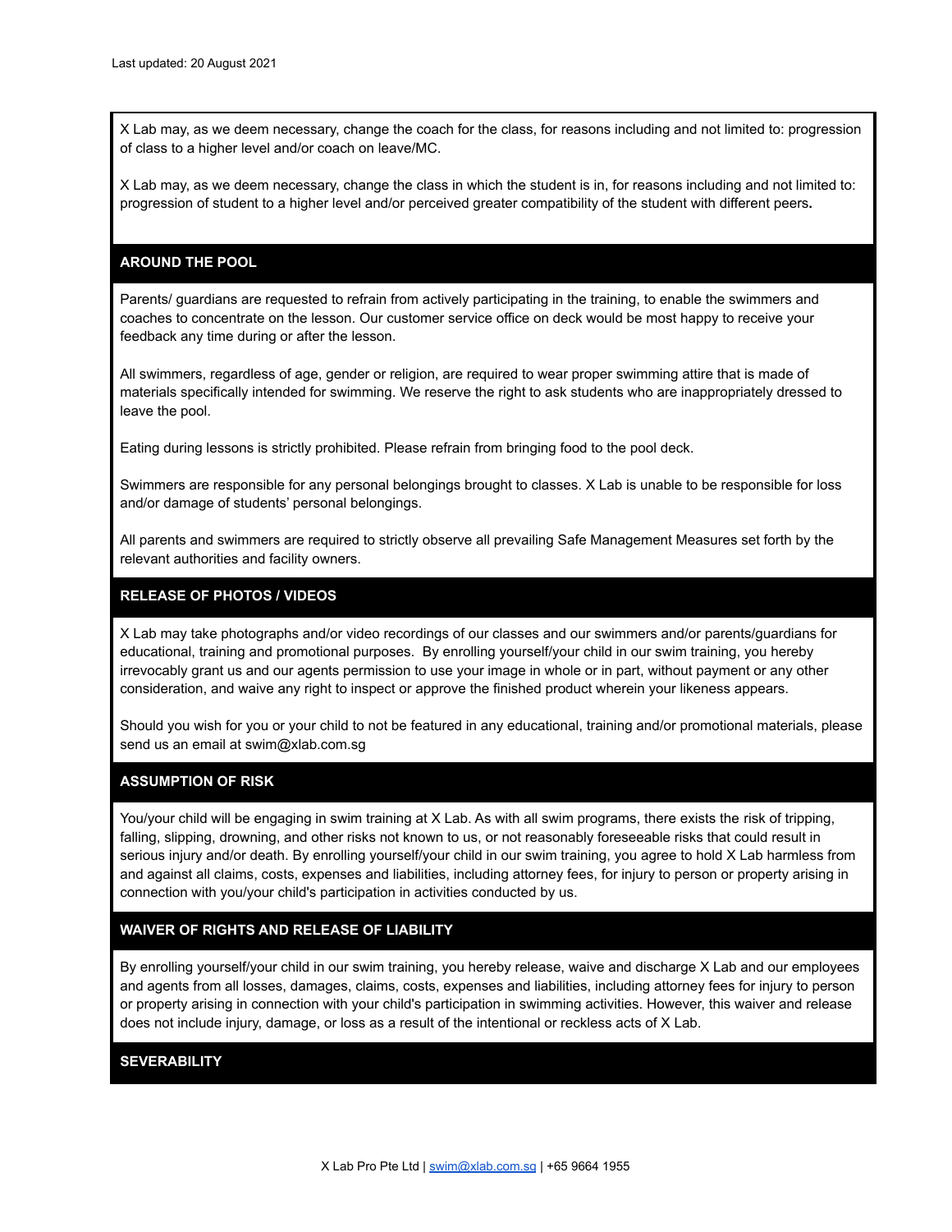Last updated: 20 August 2021

X Lab may, as we deem necessary, change the coach for the class, for reasons including and not limited to: progression of class to a higher level and/or coach on leave/MC.

X Lab may, as we deem necessary, change the class in which the student is in, for reasons including and not limited to: progression of student to a higher level and/or perceived greater compatibility of the student with different peers**.**

## AROUND THE POOL

Parents/ guardians are requested to refrain from actively participating in the training, to enable the swimmers and coaches to concentrate on the lesson. Our customer service office on deck would be most happy to receive your feedback any time during or after the lesson.

All swimmers, regardless of age, gender or religion, are required to wear proper swimming attire that is made of materials specifically intended for swimming. We reserve the right to ask students who are inappropriately dressed to leave the pool.

Eating during lessons is strictly prohibited. Please refrain from bringing food to the pool deck.

Swimmers are responsible for any personal belongings brought to classes. X Lab is unable to be responsible for loss and/or damage of students' personal belongings.

All parents and swimmers are required to strictly observe all prevailing Safe Management Measures set forth by the relevant authorities and facility owners.

## RELEASE OF PHOTOS / VIDEOS

X Lab may take photographs and/or video recordings of our classes and our swimmers and/or parents/guardians for educational, training and promotional purposes. By enrolling yourself/your child in our swim training, you hereby irrevocably grant us and our agents permission to use your image in whole or in part, without payment or any other consideration, and waive any right to inspect or approve the finished product wherein your likeness appears.

Should you wish for you or your child to not be featured in any educational, training and/or promotional materials, please send us an email at swim@xlab.com.sg

## ASSUMPTION OF RISK

You/your child will be engaging in swim training at X Lab. As with all swim programs, there exists the risk of tripping, falling, slipping, drowning, and other risks not known to us, or not reasonably foreseeable risks that could result in serious injury and/or death. By enrolling yourself/your child in our swim training, you agree to hold X Lab harmless from and against all claims, costs, expenses and liabilities, including attorney fees, for injury to person or property arising in connection with you/your child's participation in activities conducted by us.

## WAIVER OF RIGHTS AND RELEASE OF LIABILITY

By enrolling yourself/your child in our swim training, you hereby release, waive and discharge X Lab and our employees and agents from all losses, damages, claims, costs, expenses and liabilities, including attorney fees for injury to person or property arising in connection with your child's participation in swimming activities. However, this waiver and release does not include injury, damage, or loss as a result of the intentional or reckless acts of X Lab.

## SEVERABILITY

X Lab Pro Pte Ltd | swim@xlab.com.sg | +65 9664 1955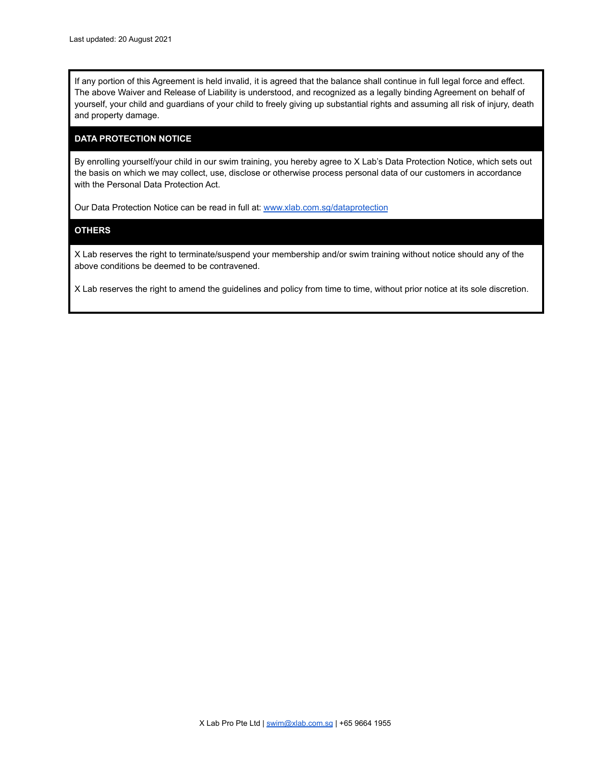Last updated: 20 August 2021

If any portion of this Agreement is held invalid, it is agreed that the balance shall continue in full legal force and effect. The above Waiver and Release of Liability is understood, and recognized as a legally binding Agreement on behalf of yourself, your child and guardians of your child to freely giving up substantial rights and assuming all risk of injury, death and property damage.

## DATA PROTECTION NOTICE

By enrolling yourself/your child in our swim training, you hereby agree to X Lab's Data Protection Notice, which sets out the basis on which we may collect, use, disclose or otherwise process personal data of our customers in accordance with the Personal Data Protection Act.

Our Data Protection Notice can be read in full at: [www.xlab.com.sg/dataprotection](http://www.xlab.com.sg/dataprotection)

## OTHERS

X Lab reserves the right to terminate/suspend your membership and/or swim training without notice should any of the above conditions be deemed to be contravened.

X Lab reserves the right to amend the guidelines and policy from time to time, without prior notice at its sole discretion.

X Lab Pro Pte Ltd | [swim@xlab.com.sg](mailto:swim@xlab.com.sg) | +65 9664 1955